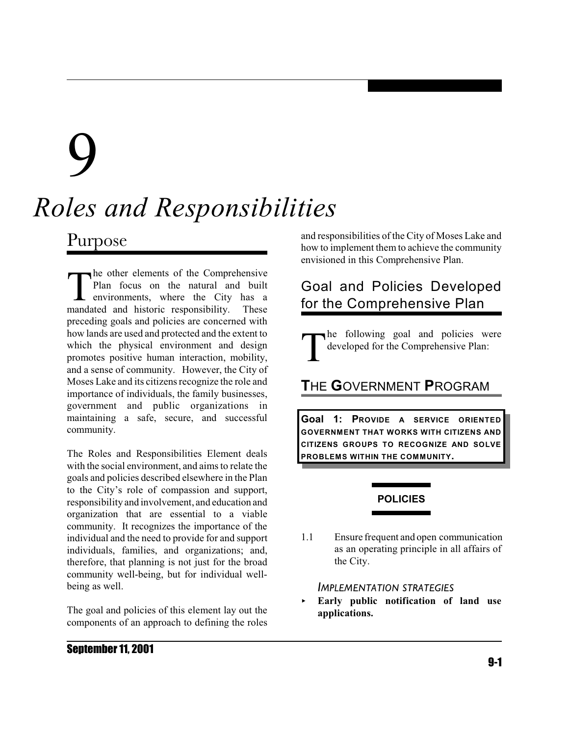# 9

# *Roles and Responsibilities*

## Purpose

The other elements of the Comprehensive Plan focus on the natural and built environments, where the City has a mandated and historic responsibility. These preceding goals and policies are concerned with how lands are used and protected and the extent to which the physical environment and design promotes positive human interaction, mobility, and a sense of community. However, the City of Moses Lake and its citizens recognize the role and importance of individuals, the family businesses, government and public organizations in maintaining a safe, secure, and successful community.

The Roles and Responsibilities Element deals with the social environment, and aims to relate the goals and policies described elsewhere in the Plan to the City's role of compassion and support, responsibility and involvement, and education and organization that are essential to a viable community. It recognizes the importance of the individual and the need to provide for and support individuals, families, and organizations; and, therefore, that planning is not just for the broad community well-being, but for individual well-being as well.

The goal and policies of this element lay out the components of an approach to defining the roles and responsibilities of the City of Moses Lake and how to implement them to achieve the community envisioned in this Comprehensive Plan.

### Goal and Policies Developed for the Comprehensive Plan

The following goal and policies were developed for the Comprehensive Plan:

### THE GOVERNMENT PROGRAM

**Goal 1: PROVIDE A SERVICE ORIENTED GOVERNMENT THAT WORKS WITH CITIZENS AND CITIZENS GROUPS TO RECOGNIZE AND SOLVE PROBLEMS WITHIN THE COMMUNITY.**

**POLICIES**

1.1 Ensure frequent and open communication as an operating principle in all affairs of the City.

*IMPLEMENTATION STRATEGIES*

- **Early public notification of land use applications.**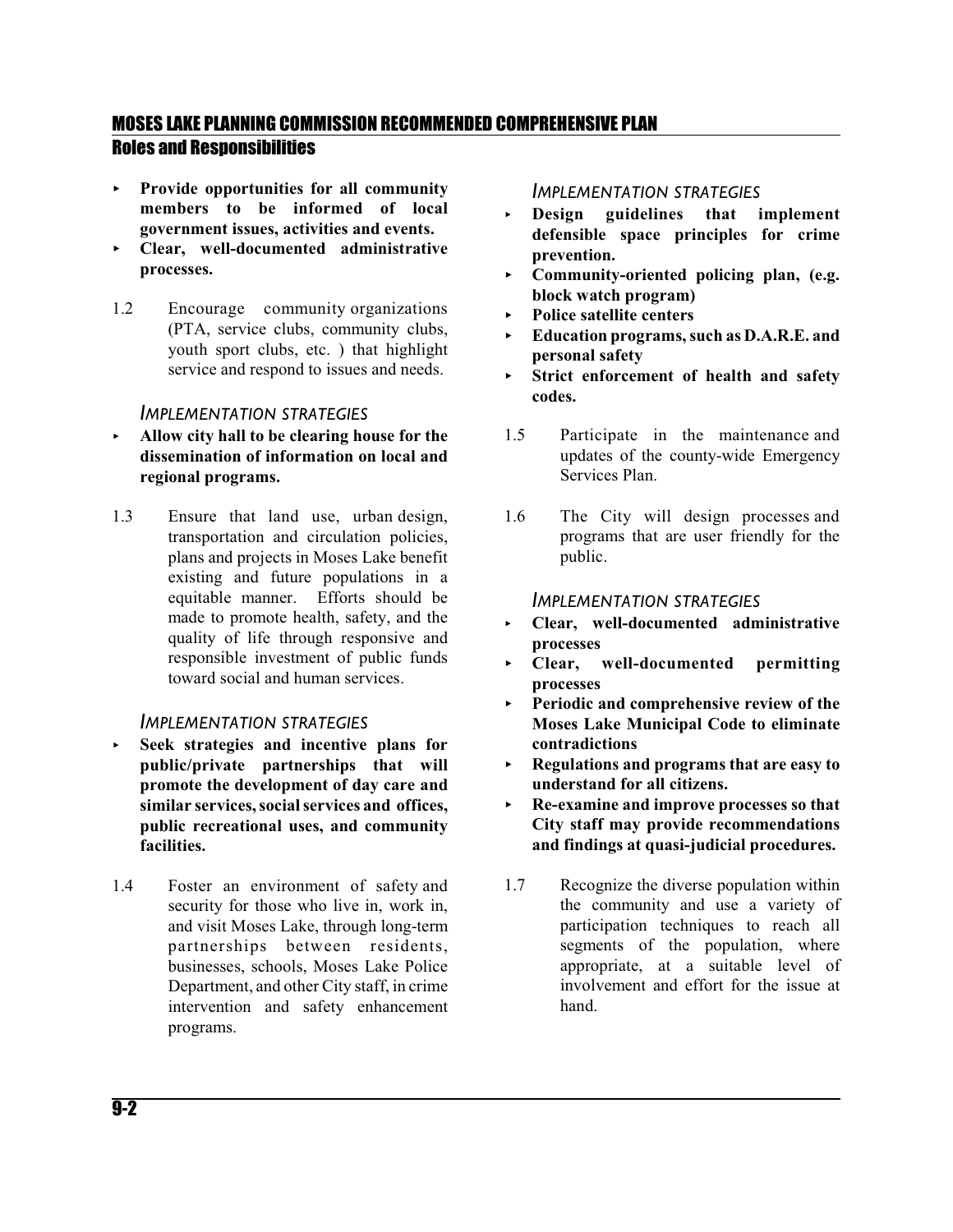- **Provide opportunities for all community members to be informed of local government issues, activities and events.**
- **Clear, well-documented administrative processes.**

1.2 Encourage community organizations (PTA, service clubs, community clubs, youth sport clubs, etc. ) that highlight service and respond to issues and needs.

*IMPLEMENTATION STRATEGIES*

- **Allow city hall to be clearing house for the dissemination of information on local and regional programs.**

1.3 Ensure that land use, urban design, transportation and circulation policies, plans and projects in Moses Lake benefit existing and future populations in a equitable manner. Efforts should be made to promote health, safety, and the quality of life through responsive and responsible investment of public funds toward social and human services.

*IMPLEMENTATION STRATEGIES*

- **Seek strategies and incentive plans for public/private partnerships that will promote the development of day care and similar services, social services and offices, public recreational uses, and community facilities.**

1.4 Foster an environment of safety and security for those who live in, work in, and visit Moses Lake, through long-term partnerships between residents, businesses, schools, Moses Lake Police Department, and other City staff, in crime intervention and safety enhancement programs.

*IMPLEMENTATION STRATEGIES*

- **Design guidelines that implement defensible space principles for crime prevention.**
- **Community-oriented policing plan, (e.g. block watch program)**
- **Police satellite centers**
- **Education programs, such as D.A.R.E. and personal safety**
- **Strict enforcement of health and safety codes.**

1.5 Participate in the maintenance and updates of the county-wide Emergency Services Plan.

1.6 The City will design processes and programs that are user friendly for the public.

*IMPLEMENTATION STRATEGIES*

- **Clear, well-documented administrative processes**
- **Clear, well-documented permitting processes**
- **Periodic and comprehensive review of the Moses Lake Municipal Code to eliminate contradictions**
- **Regulations and programs that are easy to understand for all citizens.**
- **Re-examine and improve processes so that City staff may provide recommendations and findings at quasi-judicial procedures.**

1.7 Recognize the diverse population within the community and use a variety of participation techniques to reach all segments of the population, where appropriate, at a suitable level of involvement and effort for the issue at hand.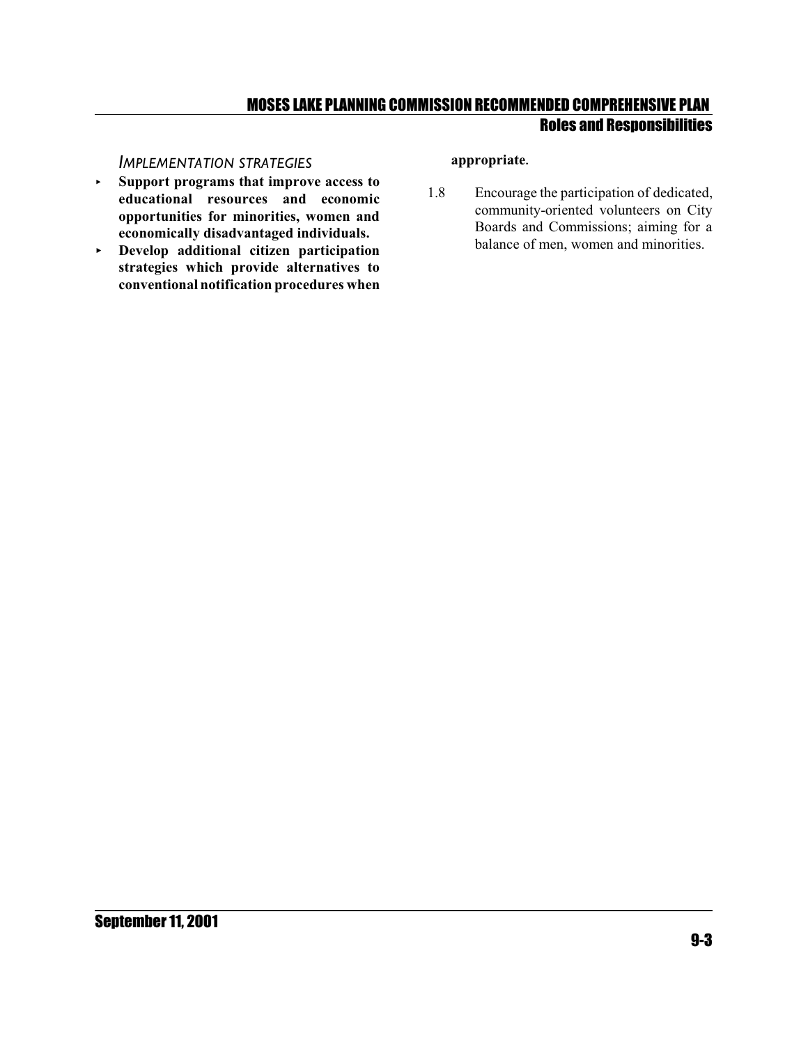### *Implementation Strategies*

- **Support programs that improve access to educational resources and economic opportunities for minorities, women and economically disadvantaged individuals.**
- **Develop additional citizen participation strategies which provide alternatives to conventional notification procedures when appropriate.**

1.8 Encourage the participation of dedicated, community-oriented volunteers on City Boards and Commissions; aiming for a balance of men, women and minorities.